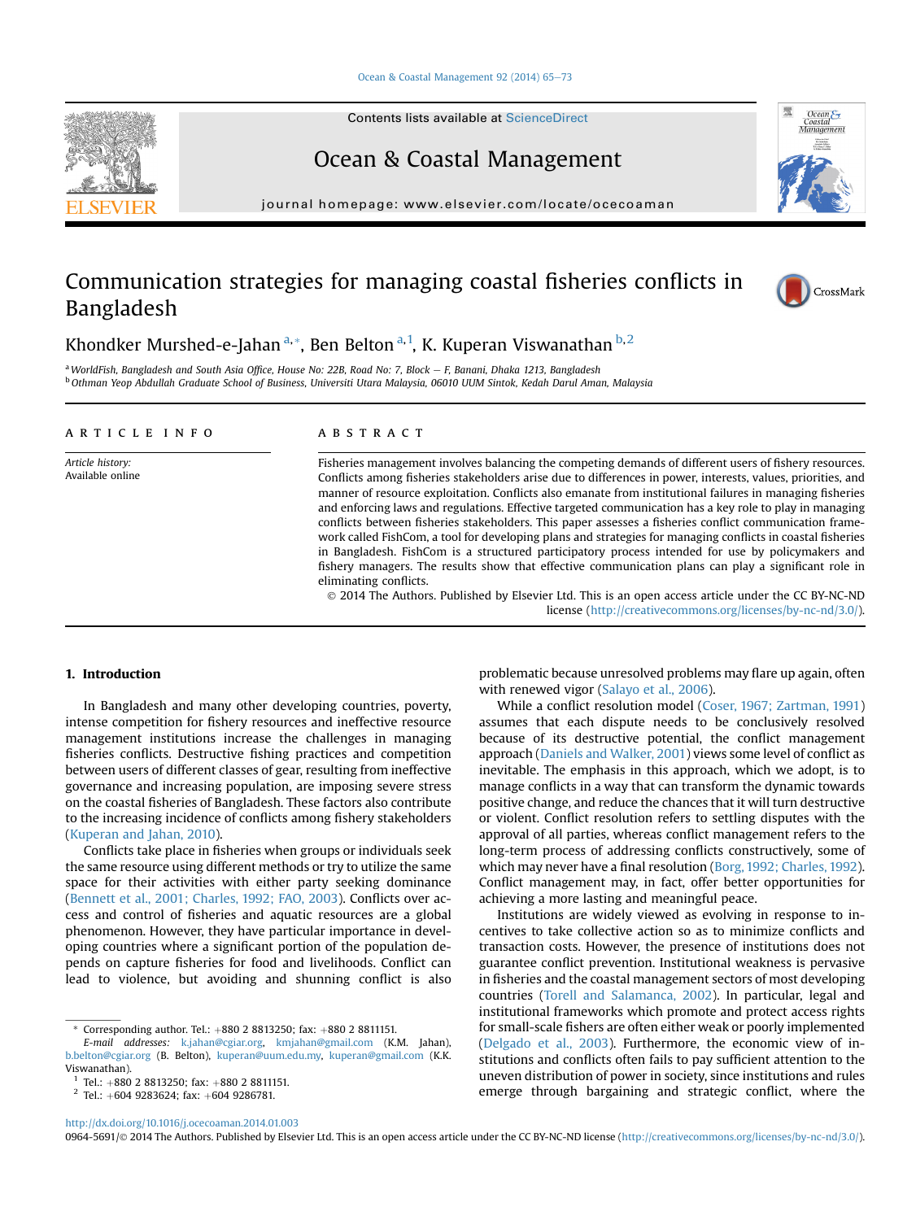# Communication strategies for managing coastal fisheries conflicts in Bangladesh

Khondker Murshed-e-Jahan [a,*], Ben Belton [a,1], K. Kuperan Viswanathan [b,2]

[a] WorldFish, Bangladesh and South Asia Office, House No: 22B, Road No: 7, Block – F, Banani, Dhaka 1213, Bangladesh
[b] Othman Yeop Abdullah Graduate School of Business, Universiti Utara Malaysia, 06010 UUM Sintok, Kedah Darul Aman, Malaysia

## ARTICLE INFO

*Article history:*
Available online

## ABSTRACT

Fisheries management involves balancing the competing demands of different users of fishery resources. Conflicts among fisheries stakeholders arise due to differences in power, interests, values, priorities, and manner of resource exploitation. Conflicts also emanate from institutional failures in managing fisheries and enforcing laws and regulations. Effective targeted communication has a key role to play in managing conflicts between fisheries stakeholders. This paper assesses a fisheries conflict communication framework called FishCom, a tool for developing plans and strategies for managing conflicts in coastal fisheries in Bangladesh. FishCom is a structured participatory process intended for use by policymakers and fishery managers. The results show that effective communication plans can play a significant role in eliminating conflicts.

© 2014 The Authors. Published by Elsevier Ltd. This is an open access article under the CC BY-NC-ND license (http://creativecommons.org/licenses/by-nc-nd/3.0/).

## 1. Introduction

In Bangladesh and many other developing countries, poverty, intense competition for fishery resources and ineffective resource management institutions increase the challenges in managing fisheries conflicts. Destructive fishing practices and competition between users of different classes of gear, resulting from ineffective governance and increasing population, are imposing severe stress on the coastal fisheries of Bangladesh. These factors also contribute to the increasing incidence of conflicts among fishery stakeholders (Kuperan and Jahan, 2010).

Conflicts take place in fisheries when groups or individuals seek the same resource using different methods or try to utilize the same space for their activities with either party seeking dominance (Bennett et al., 2001; Charles, 1992; FAO, 2003). Conflicts over access and control of fisheries and aquatic resources are a global phenomenon. However, they have particular importance in developing countries where a significant portion of the population depends on capture fisheries for food and livelihoods. Conflict can lead to violence, but avoiding and shunning conflict is also problematic because unresolved problems may flare up again, often with renewed vigor (Salayo et al., 2006).

While a conflict resolution model (Coser, 1967; Zartman, 1991) assumes that each dispute needs to be conclusively resolved because of its destructive potential, the conflict management approach (Daniels and Walker, 2001) views some level of conflict as inevitable. The emphasis in this approach, which we adopt, is to manage conflicts in a way that can transform the dynamic towards positive change, and reduce the chances that it will turn destructive or violent. Conflict resolution refers to settling disputes with the approval of all parties, whereas conflict management refers to the long-term process of addressing conflicts constructively, some of which may never have a final resolution (Borg, 1992; Charles, 1992). Conflict management may, in fact, offer better opportunities for achieving a more lasting and meaningful peace.

Institutions are widely viewed as evolving in response to incentives to take collective action so as to minimize conflicts and transaction costs. However, the presence of institutions does not guarantee conflict prevention. Institutional weakness is pervasive in fisheries and the coastal management sectors of most developing countries (Torell and Salamanca, 2002). In particular, legal and institutional frameworks which promote and protect access rights for small-scale fishers are often either weak or poorly implemented (Delgado et al., 2003). Furthermore, the economic view of institutions and conflicts often fails to pay sufficient attention to the uneven distribution of power in society, since institutions and rules emerge through bargaining and strategic conflict, where the

---

\* Corresponding author. Tel.: +880 2 8813250; fax: +880 2 8811151.
*E-mail addresses:* k.jahan@cgiar.org, kmjahan@gmail.com (K.M. Jahan), b.belton@cgiar.org (B. Belton), kuperan@uum.edu.my, kuperan@gmail.com (K.K. Viswanathan).

[1] Tel.: +880 2 8813250; fax: +880 2 8811151.

[2] Tel.: +604 9283624; fax: +604 9286781.

http://dx.doi.org/10.1016/j.ocecoaman.2014.01.003
0964-5691/© 2014 The Authors. Published by Elsevier Ltd. This is an open access article under the CC BY-NC-ND license (http://creativecommons.org/licenses/by-nc-nd/3.0/).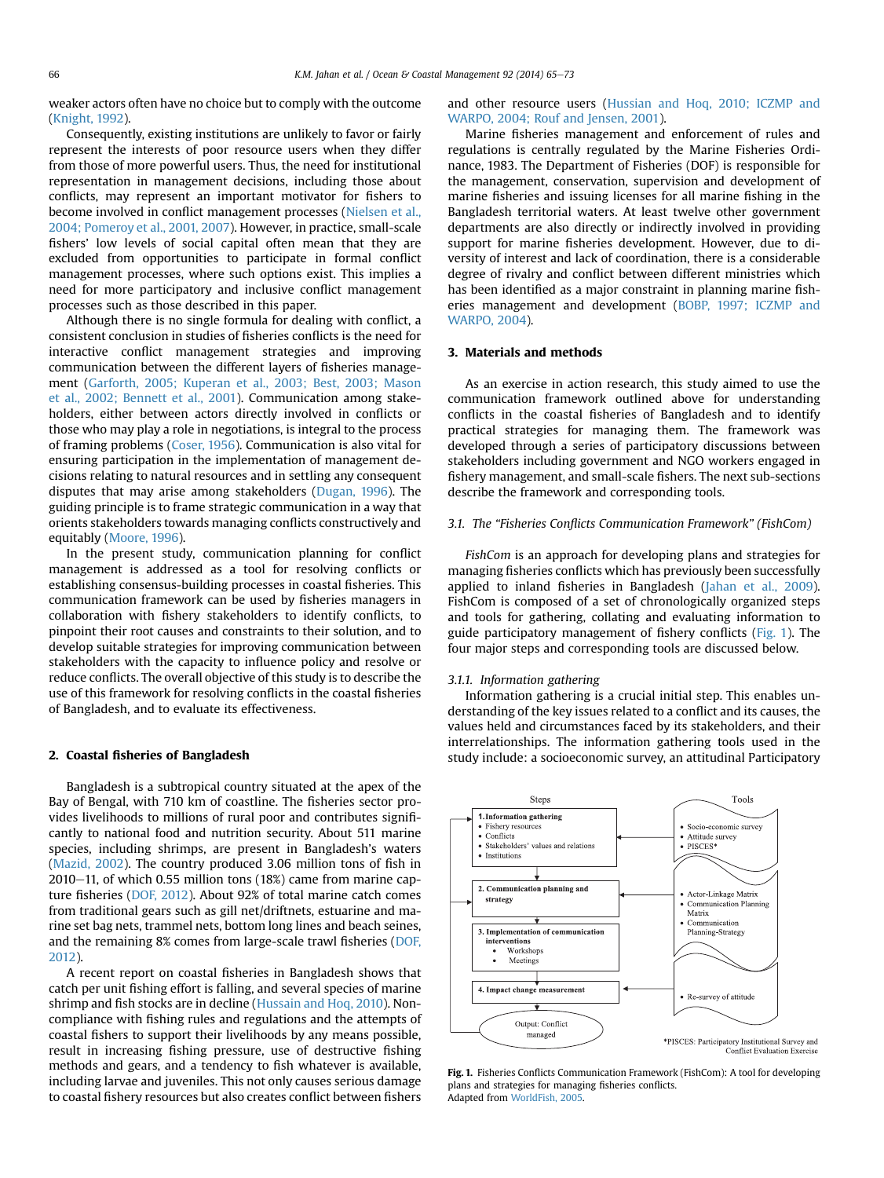weaker actors often have no choice but to comply with the outcome (Knight, 1992).

Consequently, existing institutions are unlikely to favor or fairly represent the interests of poor resource users when they differ from those of more powerful users. Thus, the need for institutional representation in management decisions, including those about conflicts, may represent an important motivator for fishers to become involved in conflict management processes (Nielsen et al., 2004; Pomeroy et al., 2001, 2007). However, in practice, small-scale fishers' low levels of social capital often mean that they are excluded from opportunities to participate in formal conflict management processes, where such options exist. This implies a need for more participatory and inclusive conflict management processes such as those described in this paper.

Although there is no single formula for dealing with conflict, a consistent conclusion in studies of fisheries conflicts is the need for interactive conflict management strategies and improving communication between the different layers of fisheries management (Garforth, 2005; Kuperan et al., 2003; Best, 2003; Mason et al., 2002; Bennett et al., 2001). Communication among stakeholders, either between actors directly involved in conflicts or those who may play a role in negotiations, is integral to the process of framing problems (Coser, 1956). Communication is also vital for ensuring participation in the implementation of management decisions relating to natural resources and in settling any consequent disputes that may arise among stakeholders (Dugan, 1996). The guiding principle is to frame strategic communication in a way that orients stakeholders towards managing conflicts constructively and equitably (Moore, 1996).

In the present study, communication planning for conflict management is addressed as a tool for resolving conflicts or establishing consensus-building processes in coastal fisheries. This communication framework can be used by fisheries managers in collaboration with fishery stakeholders to identify conflicts, to pinpoint their root causes and constraints to their solution, and to develop suitable strategies for improving communication between stakeholders with the capacity to influence policy and resolve or reduce conflicts. The overall objective of this study is to describe the use of this framework for resolving conflicts in the coastal fisheries of Bangladesh, and to evaluate its effectiveness.

## 2. Coastal fisheries of Bangladesh

Bangladesh is a subtropical country situated at the apex of the Bay of Bengal, with 710 km of coastline. The fisheries sector provides livelihoods to millions of rural poor and contributes significantly to national food and nutrition security. About 511 marine species, including shrimps, are present in Bangladesh's waters (Mazid, 2002). The country produced 3.06 million tons of fish in 2010–11, of which 0.55 million tons (18%) came from marine capture fisheries (DOF, 2012). About 92% of total marine catch comes from traditional gears such as gill net/driftnets, estuarine and marine set bag nets, trammel nets, bottom long lines and beach seines, and the remaining 8% comes from large-scale trawl fisheries (DOF, 2012).

A recent report on coastal fisheries in Bangladesh shows that catch per unit fishing effort is falling, and several species of marine shrimp and fish stocks are in decline (Hussain and Hoq, 2010). Non-compliance with fishing rules and regulations and the attempts of coastal fishers to support their livelihoods by any means possible, result in increasing fishing pressure, use of destructive fishing methods and gears, and a tendency to fish whatever is available, including larvae and juveniles. This not only causes serious damage to coastal fishery resources but also creates conflict between fishers and other resource users (Hussian and Hoq, 2010; ICZMP and WARPO, 2004; Rouf and Jensen, 2001).

Marine fisheries management and enforcement of rules and regulations is centrally regulated by the Marine Fisheries Ordinance, 1983. The Department of Fisheries (DOF) is responsible for the management, conservation, supervision and development of marine fisheries and issuing licenses for all marine fishing in the Bangladesh territorial waters. At least twelve other government departments are also directly or indirectly involved in providing support for marine fisheries development. However, due to diversity of interest and lack of coordination, there is a considerable degree of rivalry and conflict between different ministries which has been identified as a major constraint in planning marine fisheries management and development (BOBP, 1997; ICZMP and WARPO, 2004).

## 3. Materials and methods

As an exercise in action research, this study aimed to use the communication framework outlined above for understanding conflicts in the coastal fisheries of Bangladesh and to identify practical strategies for managing them. The framework was developed through a series of participatory discussions between stakeholders including government and NGO workers engaged in fishery management, and small-scale fishers. The next sub-sections describe the framework and corresponding tools.

### 3.1. The "Fisheries Conflicts Communication Framework" (FishCom)

*FishCom* is an approach for developing plans and strategies for managing fisheries conflicts which has previously been successfully applied to inland fisheries in Bangladesh (Jahan et al., 2009). FishCom is composed of a set of chronologically organized steps and tools for gathering, collating and evaluating information to guide participatory management of fishery conflicts (Fig. 1). The four major steps and corresponding tools are discussed below.

#### 3.1.1. Information gathering

Information gathering is a crucial initial step. This enables understanding of the key issues related to a conflict and its causes, the values held and circumstances faced by its stakeholders, and their interrelationships. The information gathering tools used in the study include: a socioeconomic survey, an attitudinal Participatory

| Steps | Tools |
|---|---|
| 1. Information gathering • Fishery resources • Conflicts • Stakeholders' values and relations • Institutions | • Socio-economic survey • Attitude survey • PISCES* |
| 2. Communication planning and strategy | • Actor-Linkage Matrix • Communication Planning Matrix • Communication Planning-Strategy |
| 3. Implementation of communication interventions • Workshops • Meetings | |
| 4. Impact change measurement | • Re-survey of attitude |
| Output: Conflict managed | |

*PISCES: Participatory Institutional Survey and Conflict Evaluation Exercise

**Fig. 1.** Fisheries Conflicts Communication Framework (FishCom): A tool for developing plans and strategies for managing fisheries conflicts.
Adapted from WorldFish, 2005.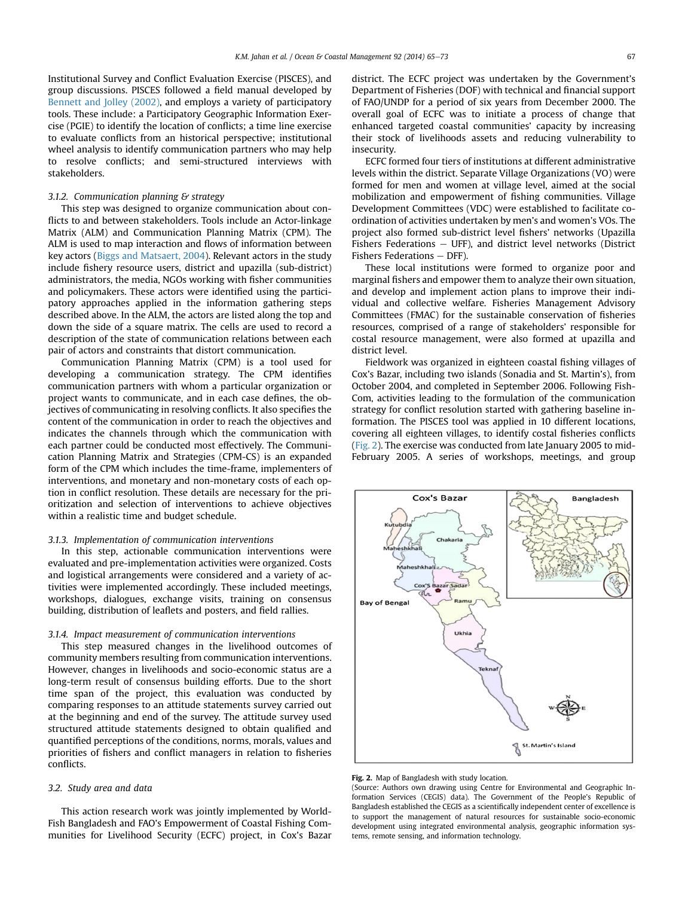Institutional Survey and Conflict Evaluation Exercise (PISCES), and group discussions. PISCES followed a field manual developed by Bennett and Jolley (2002), and employs a variety of participatory tools. These include: a Participatory Geographic Information Exercise (PGIE) to identify the location of conflicts; a time line exercise to evaluate conflicts from an historical perspective; institutional wheel analysis to identify communication partners who may help to resolve conflicts; and semi-structured interviews with stakeholders.

#### 3.1.2. Communication planning & strategy

This step was designed to organize communication about conflicts to and between stakeholders. Tools include an Actor-linkage Matrix (ALM) and Communication Planning Matrix (CPM). The ALM is used to map interaction and flows of information between key actors (Biggs and Matsaert, 2004). Relevant actors in the study include fishery resource users, district and upazilla (sub-district) administrators, the media, NGOs working with fisher communities and policymakers. These actors were identified using the participatory approaches applied in the information gathering steps described above. In the ALM, the actors are listed along the top and down the side of a square matrix. The cells are used to record a description of the state of communication relations between each pair of actors and constraints that distort communication.

Communication Planning Matrix (CPM) is a tool used for developing a communication strategy. The CPM identifies communication partners with whom a particular organization or project wants to communicate, and in each case defines, the objectives of communicating in resolving conflicts. It also specifies the content of the communication in order to reach the objectives and indicates the channels through which the communication with each partner could be conducted most effectively. The Communication Planning Matrix and Strategies (CPM-CS) is an expanded form of the CPM which includes the time-frame, implementers of interventions, and monetary and non-monetary costs of each option in conflict resolution. These details are necessary for the prioritization and selection of interventions to achieve objectives within a realistic time and budget schedule.

#### 3.1.3. Implementation of communication interventions

In this step, actionable communication interventions were evaluated and pre-implementation activities were organized. Costs and logistical arrangements were considered and a variety of activities were implemented accordingly. These included meetings, workshops, dialogues, exchange visits, training on consensus building, distribution of leaflets and posters, and field rallies.

#### 3.1.4. Impact measurement of communication interventions

This step measured changes in the livelihood outcomes of community members resulting from communication interventions. However, changes in livelihoods and socio-economic status are a long-term result of consensus building efforts. Due to the short time span of the project, this evaluation was conducted by comparing responses to an attitude statements survey carried out at the beginning and end of the survey. The attitude survey used structured attitude statements designed to obtain qualified and quantified perceptions of the conditions, norms, morals, values and priorities of fishers and conflict managers in relation to fisheries conflicts.

### 3.2. Study area and data

This action research work was jointly implemented by WorldFish Bangladesh and FAO's Empowerment of Coastal Fishing Communities for Livelihood Security (ECFC) project, in Cox's Bazar district. The ECFC project was undertaken by the Government's Department of Fisheries (DOF) with technical and financial support of FAO/UNDP for a period of six years from December 2000. The overall goal of ECFC was to initiate a process of change that enhanced targeted coastal communities' capacity by increasing their stock of livelihoods assets and reducing vulnerability to insecurity.

ECFC formed four tiers of institutions at different administrative levels within the district. Separate Village Organizations (VO) were formed for men and women at village level, aimed at the social mobilization and empowerment of fishing communities. Village Development Committees (VDC) were established to facilitate coordination of activities undertaken by men's and women's VOs. The project also formed sub-district level fishers' networks (Upazilla Fishers Federations – UFF), and district level networks (District Fishers Federations – DFF).

These local institutions were formed to organize poor and marginal fishers and empower them to analyze their own situation, and develop and implement action plans to improve their individual and collective welfare. Fisheries Management Advisory Committees (FMAC) for the sustainable conservation of fisheries resources, comprised of a range of stakeholders' responsible for costal resource management, were also formed at upazilla and district level.

Fieldwork was organized in eighteen coastal fishing villages of Cox's Bazar, including two islands (Sonadia and St. Martin's), from October 2004, and completed in September 2006. Following FishCom, activities leading to the formulation of the communication strategy for conflict resolution started with gathering baseline information. The PISCES tool was applied in 10 different locations, covering all eighteen villages, to identify costal fisheries conflicts (Fig. 2). The exercise was conducted from late January 2005 to mid-February 2005. A series of workshops, meetings, and group

Cox's Bazar
Bangladesh
Kutubdia
Chakaria
Maheshkhali
Maheshkhali
Cox's Bazar Sadar
Ramu
Bay of Bengal
Ukhia
Teknaf
St. Martin's Island

**Fig. 2.** Map of Bangladesh with study location.
(Source: Authors own drawing using Centre for Environmental and Geographic Information Services (CEGIS) data). The Government of the People's Republic of Bangladesh established the CEGIS as a scientifically independent center of excellence is to support the management of natural resources for sustainable socio-economic development using integrated environmental analysis, geographic information systems, remote sensing, and information technology.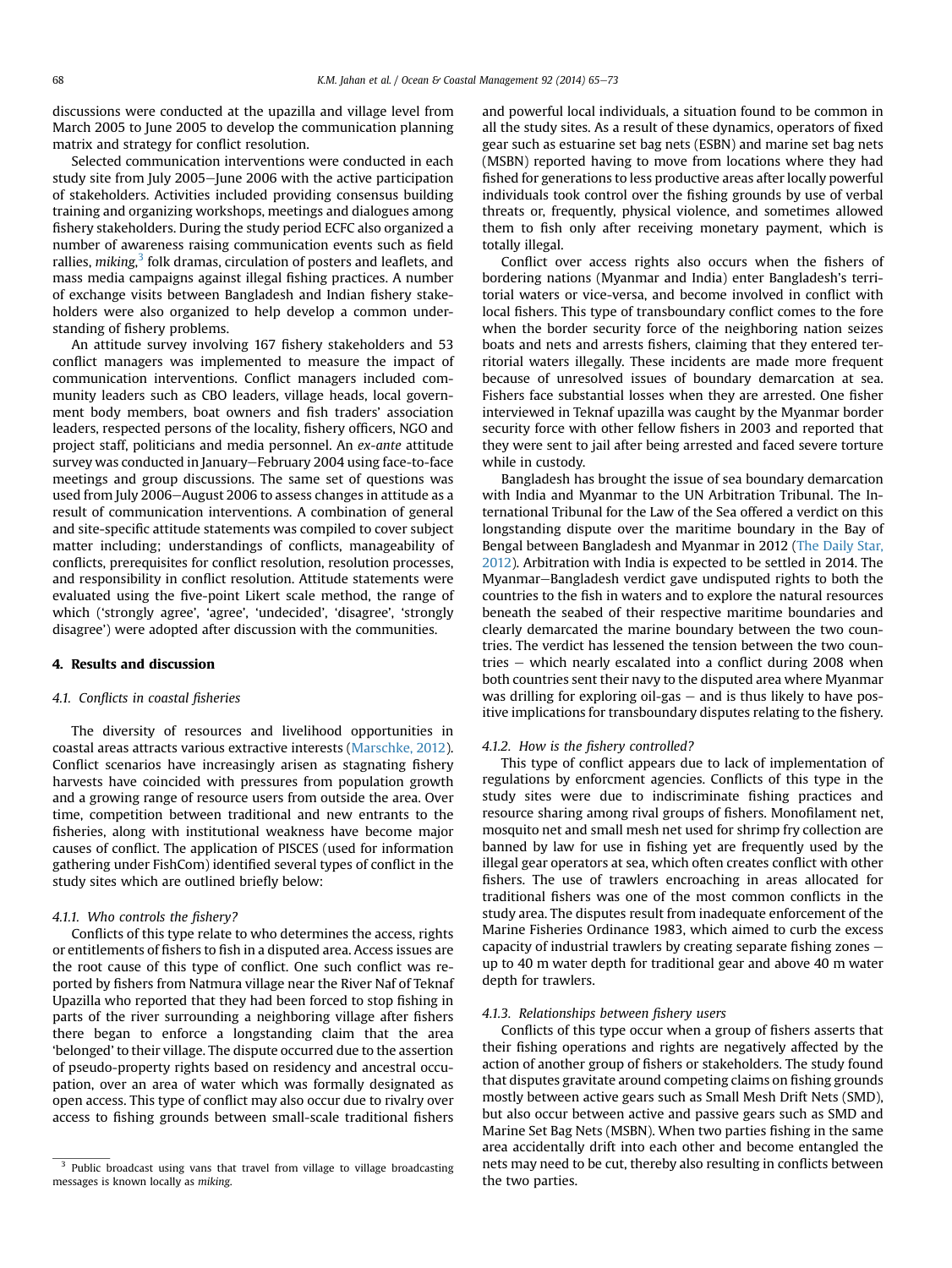discussions were conducted at the upazilla and village level from March 2005 to June 2005 to develop the communication planning matrix and strategy for conflict resolution.

Selected communication interventions were conducted in each study site from July 2005–June 2006 with the active participation of stakeholders. Activities included providing consensus building training and organizing workshops, meetings and dialogues among fishery stakeholders. During the study period ECFC also organized a number of awareness raising communication events such as field rallies, *miking*,[3] folk dramas, circulation of posters and leaflets, and mass media campaigns against illegal fishing practices. A number of exchange visits between Bangladesh and Indian fishery stakeholders were also organized to help develop a common understanding of fishery problems.

An attitude survey involving 167 fishery stakeholders and 53 conflict managers was implemented to measure the impact of communication interventions. Conflict managers included community leaders such as CBO leaders, village heads, local government body members, boat owners and fish traders' association leaders, respected persons of the locality, fishery officers, NGO and project staff, politicians and media personnel. An *ex-ante* attitude survey was conducted in January–February 2004 using face-to-face meetings and group discussions. The same set of questions was used from July 2006–August 2006 to assess changes in attitude as a result of communication interventions. A combination of general and site-specific attitude statements was compiled to cover subject matter including; understandings of conflicts, manageability of conflicts, prerequisites for conflict resolution, resolution processes, and responsibility in conflict resolution. Attitude statements were evaluated using the five-point Likert scale method, the range of which ('strongly agree', 'agree', 'undecided', 'disagree', 'strongly disagree') were adopted after discussion with the communities.

## 4. Results and discussion

### 4.1. Conflicts in coastal fisheries

The diversity of resources and livelihood opportunities in coastal areas attracts various extractive interests (Marschke, 2012). Conflict scenarios have increasingly arisen as stagnating fishery harvests have coincided with pressures from population growth and a growing range of resource users from outside the area. Over time, competition between traditional and new entrants to the fisheries, along with institutional weakness have become major causes of conflict. The application of PISCES (used for information gathering under FishCom) identified several types of conflict in the study sites which are outlined briefly below:

#### 4.1.1. Who controls the fishery?

Conflicts of this type relate to who determines the access, rights or entitlements of fishers to fish in a disputed area. Access issues are the root cause of this type of conflict. One such conflict was reported by fishers from Natmura village near the River Naf of Teknaf Upazilla who reported that they had been forced to stop fishing in parts of the river surrounding a neighboring village after fishers there began to enforce a longstanding claim that the area 'belonged' to their village. The dispute occurred due to the assertion of pseudo-property rights based on residency and ancestral occupation, over an area of water which was formally designated as open access. This type of conflict may also occur due to rivalry over access to fishing grounds between small-scale traditional fishers and powerful local individuals, a situation found to be common in all the study sites. As a result of these dynamics, operators of fixed gear such as estuarine set bag nets (ESBN) and marine set bag nets (MSBN) reported having to move from locations where they had fished for generations to less productive areas after locally powerful individuals took control over the fishing grounds by use of verbal threats or, frequently, physical violence, and sometimes allowed them to fish only after receiving monetary payment, which is totally illegal.

Conflict over access rights also occurs when the fishers of bordering nations (Myanmar and India) enter Bangladesh's territorial waters or vice-versa, and become involved in conflict with local fishers. This type of transboundary conflict comes to the fore when the border security force of the neighboring nation seizes boats and nets and arrests fishers, claiming that they entered territorial waters illegally. These incidents are made more frequent because of unresolved issues of boundary demarcation at sea. Fishers face substantial losses when they are arrested. One fisher interviewed in Teknaf upazilla was caught by the Myanmar border security force with other fellow fishers in 2003 and reported that they were sent to jail after being arrested and faced severe torture while in custody.

Bangladesh has brought the issue of sea boundary demarcation with India and Myanmar to the UN Arbitration Tribunal. The International Tribunal for the Law of the Sea offered a verdict on this longstanding dispute over the maritime boundary in the Bay of Bengal between Bangladesh and Myanmar in 2012 (The Daily Star, 2012). Arbitration with India is expected to be settled in 2014. The Myanmar–Bangladesh verdict gave undisputed rights to both the countries to the fish in waters and to explore the natural resources beneath the seabed of their respective maritime boundaries and clearly demarcated the marine boundary between the two countries. The verdict has lessened the tension between the two countries – which nearly escalated into a conflict during 2008 when both countries sent their navy to the disputed area where Myanmar was drilling for exploring oil-gas – and is thus likely to have positive implications for transboundary disputes relating to the fishery.

#### 4.1.2. How is the fishery controlled?

This type of conflict appears due to lack of implementation of regulations by enforcment agencies. Conflicts of this type in the study sites were due to indiscriminate fishing practices and resource sharing among rival groups of fishers. Monofilament net, mosquito net and small mesh net used for shrimp fry collection are banned by law for use in fishing yet are frequently used by the illegal gear operators at sea, which often creates conflict with other fishers. The use of trawlers encroaching in areas allocated for traditional fishers was one of the most common conflicts in the study area. The disputes result from inadequate enforcement of the Marine Fisheries Ordinance 1983, which aimed to curb the excess capacity of industrial trawlers by creating separate fishing zones – up to 40 m water depth for traditional gear and above 40 m water depth for trawlers.

#### 4.1.3. Relationships between fishery users

Conflicts of this type occur when a group of fishers asserts that their fishing operations and rights are negatively affected by the action of another group of fishers or stakeholders. The study found that disputes gravitate around competing claims on fishing grounds mostly between active gears such as Small Mesh Drift Nets (SMD), but also occur between active and passive gears such as SMD and Marine Set Bag Nets (MSBN). When two parties fishing in the same area accidentally drift into each other and become entangled the nets may need to be cut, thereby also resulting in conflicts between the two parties.

[3] Public broadcast using vans that travel from village to village broadcasting messages is known locally as *miking*.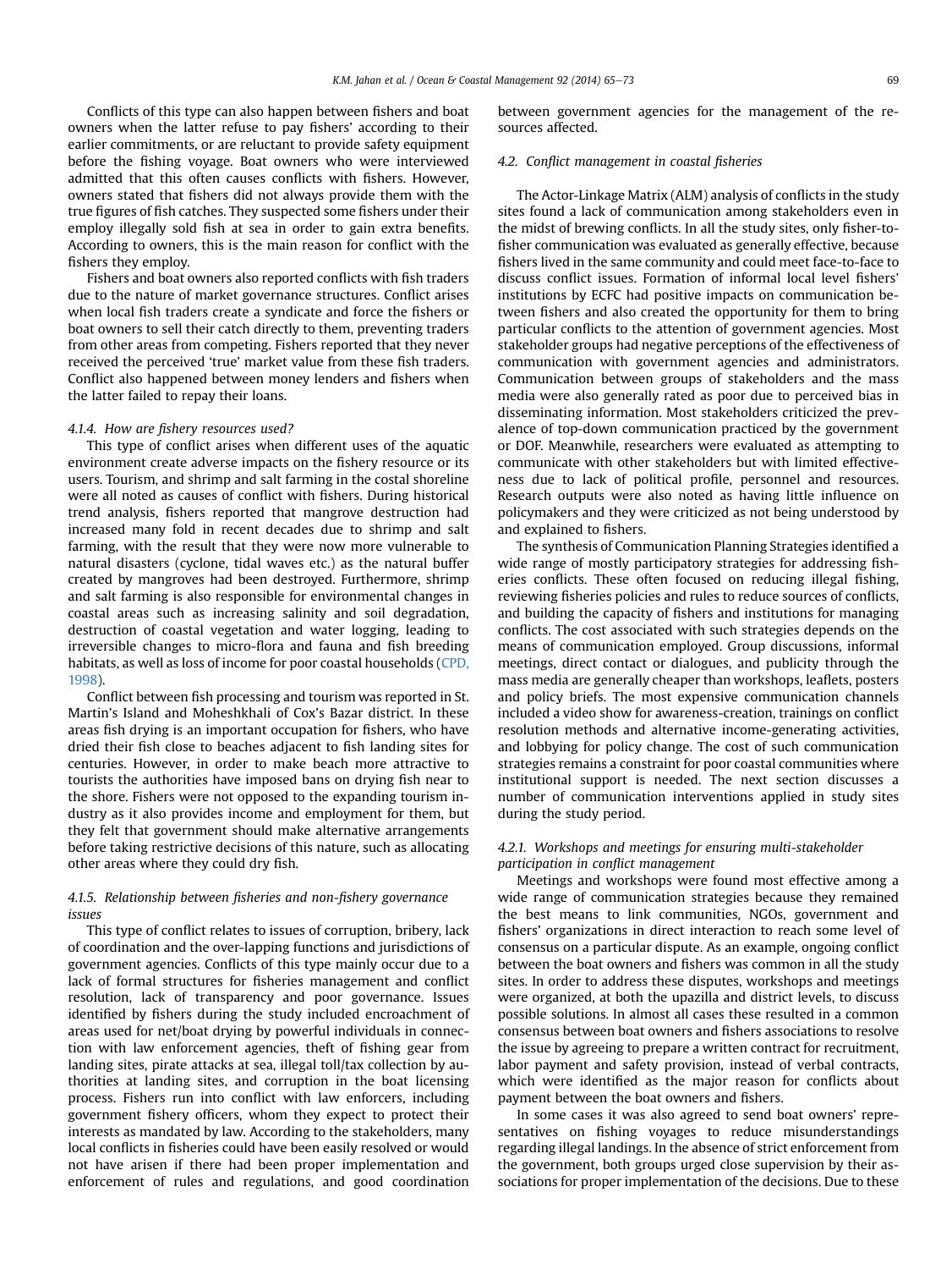Conflicts of this type can also happen between fishers and boat owners when the latter refuse to pay fishers' according to their earlier commitments, or are reluctant to provide safety equipment before the fishing voyage. Boat owners who were interviewed admitted that this often causes conflicts with fishers. However, owners stated that fishers did not always provide them with the true figures of fish catches. They suspected some fishers under their employ illegally sold fish at sea in order to gain extra benefits. According to owners, this is the main reason for conflict with the fishers they employ.

Fishers and boat owners also reported conflicts with fish traders due to the nature of market governance structures. Conflict arises when local fish traders create a syndicate and force the fishers or boat owners to sell their catch directly to them, preventing traders from other areas from competing. Fishers reported that they never received the perceived 'true' market value from these fish traders. Conflict also happened between money lenders and fishers when the latter failed to repay their loans.

#### 4.1.4. How are fishery resources used?

This type of conflict arises when different uses of the aquatic environment create adverse impacts on the fishery resource or its users. Tourism, and shrimp and salt farming in the costal shoreline were all noted as causes of conflict with fishers. During historical trend analysis, fishers reported that mangrove destruction had increased many fold in recent decades due to shrimp and salt farming, with the result that they were now more vulnerable to natural disasters (cyclone, tidal waves etc.) as the natural buffer created by mangroves had been destroyed. Furthermore, shrimp and salt farming is also responsible for environmental changes in coastal areas such as increasing salinity and soil degradation, destruction of coastal vegetation and water logging, leading to irreversible changes to micro-flora and fauna and fish breeding habitats, as well as loss of income for poor coastal households (CPD, 1998).

Conflict between fish processing and tourism was reported in St. Martin's Island and Moheshkhali of Cox's Bazar district. In these areas fish drying is an important occupation for fishers, who have dried their fish close to beaches adjacent to fish landing sites for centuries. However, in order to make beach more attractive to tourists the authorities have imposed bans on drying fish near to the shore. Fishers were not opposed to the expanding tourism industry as it also provides income and employment for them, but they felt that government should make alternative arrangements before taking restrictive decisions of this nature, such as allocating other areas where they could dry fish.

#### 4.1.5. Relationship between fisheries and non-fishery governance issues

This type of conflict relates to issues of corruption, bribery, lack of coordination and the over-lapping functions and jurisdictions of government agencies. Conflicts of this type mainly occur due to a lack of formal structures for fisheries management and conflict resolution, lack of transparency and poor governance. Issues identified by fishers during the study included encroachment of areas used for net/boat drying by powerful individuals in connection with law enforcement agencies, theft of fishing gear from landing sites, pirate attacks at sea, illegal toll/tax collection by authorities at landing sites, and corruption in the boat licensing process. Fishers run into conflict with law enforcers, including government fishery officers, whom they expect to protect their interests as mandated by law. According to the stakeholders, many local conflicts in fisheries could have been easily resolved or would not have arisen if there had been proper implementation and enforcement of rules and regulations, and good coordination between government agencies for the management of the resources affected.

### 4.2. Conflict management in coastal fisheries

The Actor-Linkage Matrix (ALM) analysis of conflicts in the study sites found a lack of communication among stakeholders even in the midst of brewing conflicts. In all the study sites, only fisher-to-fisher communication was evaluated as generally effective, because fishers lived in the same community and could meet face-to-face to discuss conflict issues. Formation of informal local level fishers' institutions by ECFC had positive impacts on communication between fishers and also created the opportunity for them to bring particular conflicts to the attention of government agencies. Most stakeholder groups had negative perceptions of the effectiveness of communication with government agencies and administrators. Communication between groups of stakeholders and the mass media were also generally rated as poor due to perceived bias in disseminating information. Most stakeholders criticized the prevalence of top-down communication practiced by the government or DOF. Meanwhile, researchers were evaluated as attempting to communicate with other stakeholders but with limited effectiveness due to lack of political profile, personnel and resources. Research outputs were also noted as having little influence on policymakers and they were criticized as not being understood by and explained to fishers.

The synthesis of Communication Planning Strategies identified a wide range of mostly participatory strategies for addressing fisheries conflicts. These often focused on reducing illegal fishing, reviewing fisheries policies and rules to reduce sources of conflicts, and building the capacity of fishers and institutions for managing conflicts. The cost associated with such strategies depends on the means of communication employed. Group discussions, informal meetings, direct contact or dialogues, and publicity through the mass media are generally cheaper than workshops, leaflets, posters and policy briefs. The most expensive communication channels included a video show for awareness-creation, trainings on conflict resolution methods and alternative income-generating activities, and lobbying for policy change. The cost of such communication strategies remains a constraint for poor coastal communities where institutional support is needed. The next section discusses a number of communication interventions applied in study sites during the study period.

#### 4.2.1. Workshops and meetings for ensuring multi-stakeholder participation in conflict management

Meetings and workshops were found most effective among a wide range of communication strategies because they remained the best means to link communities, NGOs, government and fishers' organizations in direct interaction to reach some level of consensus on a particular dispute. As an example, ongoing conflict between the boat owners and fishers was common in all the study sites. In order to address these disputes, workshops and meetings were organized, at both the upazilla and district levels, to discuss possible solutions. In almost all cases these resulted in a common consensus between boat owners and fishers associations to resolve the issue by agreeing to prepare a written contract for recruitment, labor payment and safety provision, instead of verbal contracts, which were identified as the major reason for conflicts about payment between the boat owners and fishers.

In some cases it was also agreed to send boat owners' representatives on fishing voyages to reduce misunderstandings regarding illegal landings. In the absence of strict enforcement from the government, both groups urged close supervision by their associations for proper implementation of the decisions. Due to these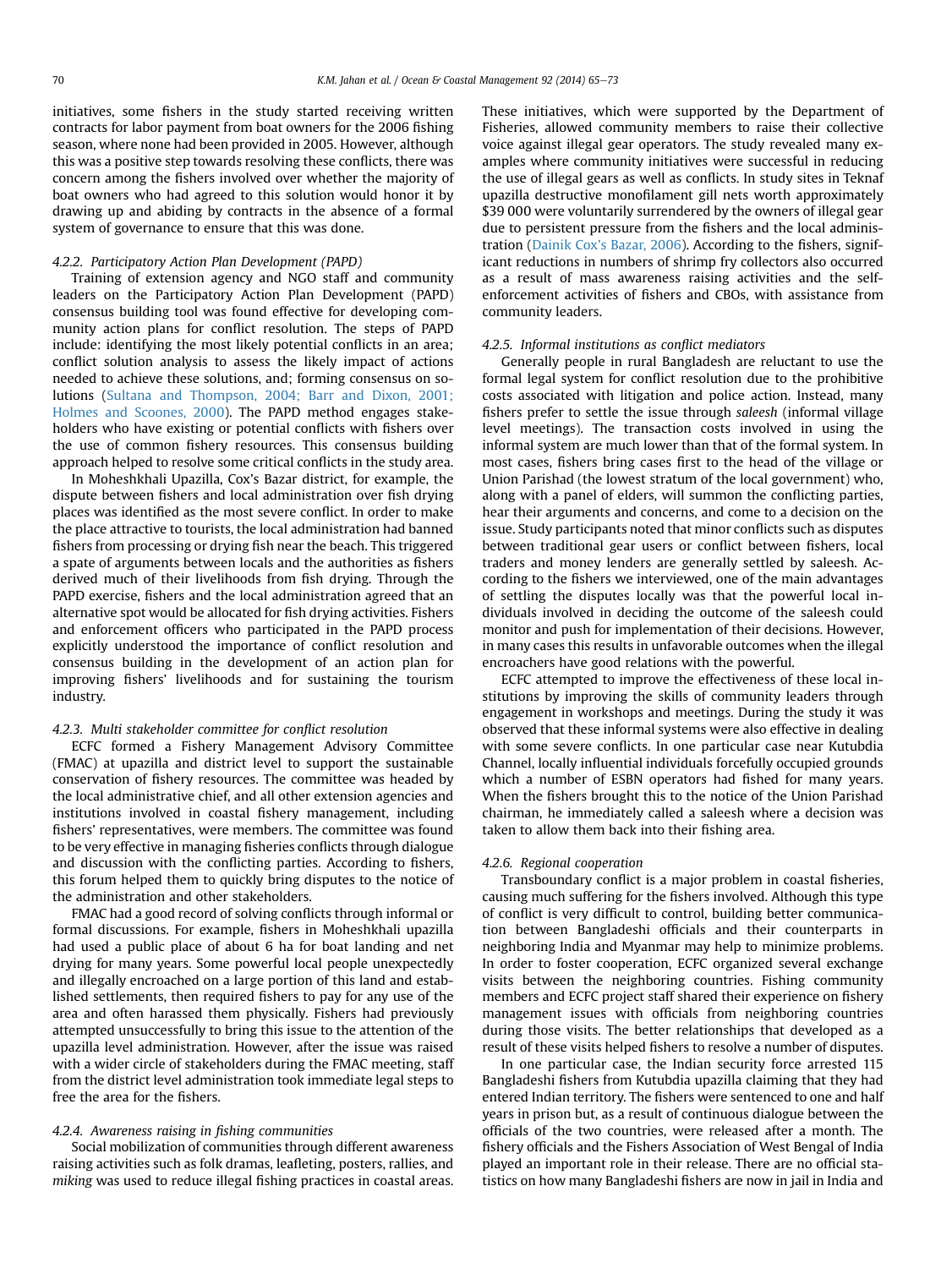initiatives, some fishers in the study started receiving written contracts for labor payment from boat owners for the 2006 fishing season, where none had been provided in 2005. However, although this was a positive step towards resolving these conflicts, there was concern among the fishers involved over whether the majority of boat owners who had agreed to this solution would honor it by drawing up and abiding by contracts in the absence of a formal system of governance to ensure that this was done.

#### 4.2.2. Participatory Action Plan Development (PAPD)

Training of extension agency and NGO staff and community leaders on the Participatory Action Plan Development (PAPD) consensus building tool was found effective for developing community action plans for conflict resolution. The steps of PAPD include: identifying the most likely potential conflicts in an area; conflict solution analysis to assess the likely impact of actions needed to achieve these solutions, and; forming consensus on solutions (Sultana and Thompson, 2004; Barr and Dixon, 2001; Holmes and Scoones, 2000). The PAPD method engages stakeholders who have existing or potential conflicts with fishers over the use of common fishery resources. This consensus building approach helped to resolve some critical conflicts in the study area.

In Moheshkhali Upazilla, Cox's Bazar district, for example, the dispute between fishers and local administration over fish drying places was identified as the most severe conflict. In order to make the place attractive to tourists, the local administration had banned fishers from processing or drying fish near the beach. This triggered a spate of arguments between locals and the authorities as fishers derived much of their livelihoods from fish drying. Through the PAPD exercise, fishers and the local administration agreed that an alternative spot would be allocated for fish drying activities. Fishers and enforcement officers who participated in the PAPD process explicitly understood the importance of conflict resolution and consensus building in the development of an action plan for improving fishers' livelihoods and for sustaining the tourism industry.

#### 4.2.3. Multi stakeholder committee for conflict resolution

ECFC formed a Fishery Management Advisory Committee (FMAC) at upazilla and district level to support the sustainable conservation of fishery resources. The committee was headed by the local administrative chief, and all other extension agencies and institutions involved in coastal fishery management, including fishers' representatives, were members. The committee was found to be very effective in managing fisheries conflicts through dialogue and discussion with the conflicting parties. According to fishers, this forum helped them to quickly bring disputes to the notice of the administration and other stakeholders.

FMAC had a good record of solving conflicts through informal or formal discussions. For example, fishers in Moheshkhali upazilla had used a public place of about 6 ha for boat landing and net drying for many years. Some powerful local people unexpectedly and illegally encroached on a large portion of this land and established settlements, then required fishers to pay for any use of the area and often harassed them physically. Fishers had previously attempted unsuccessfully to bring this issue to the attention of the upazilla level administration. However, after the issue was raised with a wider circle of stakeholders during the FMAC meeting, staff from the district level administration took immediate legal steps to free the area for the fishers.

#### 4.2.4. Awareness raising in fishing communities

Social mobilization of communities through different awareness raising activities such as folk dramas, leafleting, posters, rallies, and *miking* was used to reduce illegal fishing practices in coastal areas. These initiatives, which were supported by the Department of Fisheries, allowed community members to raise their collective voice against illegal gear operators. The study revealed many examples where community initiatives were successful in reducing the use of illegal gears as well as conflicts. In study sites in Teknaf upazilla destructive monofilament gill nets worth approximately $39 000 were voluntarily surrendered by the owners of illegal gear due to persistent pressure from the fishers and the local administration (Dainik Cox's Bazar, 2006). According to the fishers, significant reductions in numbers of shrimp fry collectors also occurred as a result of mass awareness raising activities and the self-enforcement activities of fishers and CBOs, with assistance from community leaders.

#### 4.2.5. Informal institutions as conflict mediators

Generally people in rural Bangladesh are reluctant to use the formal legal system for conflict resolution due to the prohibitive costs associated with litigation and police action. Instead, many fishers prefer to settle the issue through *saleesh* (informal village level meetings). The transaction costs involved in using the informal system are much lower than that of the formal system. In most cases, fishers bring cases first to the head of the village or Union Parishad (the lowest stratum of the local government) who, along with a panel of elders, will summon the conflicting parties, hear their arguments and concerns, and come to a decision on the issue. Study participants noted that minor conflicts such as disputes between traditional gear users or conflict between fishers, local traders and money lenders are generally settled by saleesh. According to the fishers we interviewed, one of the main advantages of settling the disputes locally was that the powerful local individuals involved in deciding the outcome of the saleesh could monitor and push for implementation of their decisions. However, in many cases this results in unfavorable outcomes when the illegal encroachers have good relations with the powerful.

ECFC attempted to improve the effectiveness of these local institutions by improving the skills of community leaders through engagement in workshops and meetings. During the study it was observed that these informal systems were also effective in dealing with some severe conflicts. In one particular case near Kutubdia Channel, locally influential individuals forcefully occupied grounds which a number of ESBN operators had fished for many years. When the fishers brought this to the notice of the Union Parishad chairman, he immediately called a saleesh where a decision was taken to allow them back into their fishing area.

#### 4.2.6. Regional cooperation

Transboundary conflict is a major problem in coastal fisheries, causing much suffering for the fishers involved. Although this type of conflict is very difficult to control, building better communication between Bangladeshi officials and their counterparts in neighboring India and Myanmar may help to minimize problems. In order to foster cooperation, ECFC organized several exchange visits between the neighboring countries. Fishing community members and ECFC project staff shared their experience on fishery management issues with officials from neighboring countries during those visits. The better relationships that developed as a result of these visits helped fishers to resolve a number of disputes.

In one particular case, the Indian security force arrested 115 Bangladeshi fishers from Kutubdia upazilla claiming that they had entered Indian territory. The fishers were sentenced to one and half years in prison but, as a result of continuous dialogue between the officials of the two countries, were released after a month. The fishery officials and the Fishers Association of West Bengal of India played an important role in their release. There are no official statistics on how many Bangladeshi fishers are now in jail in India and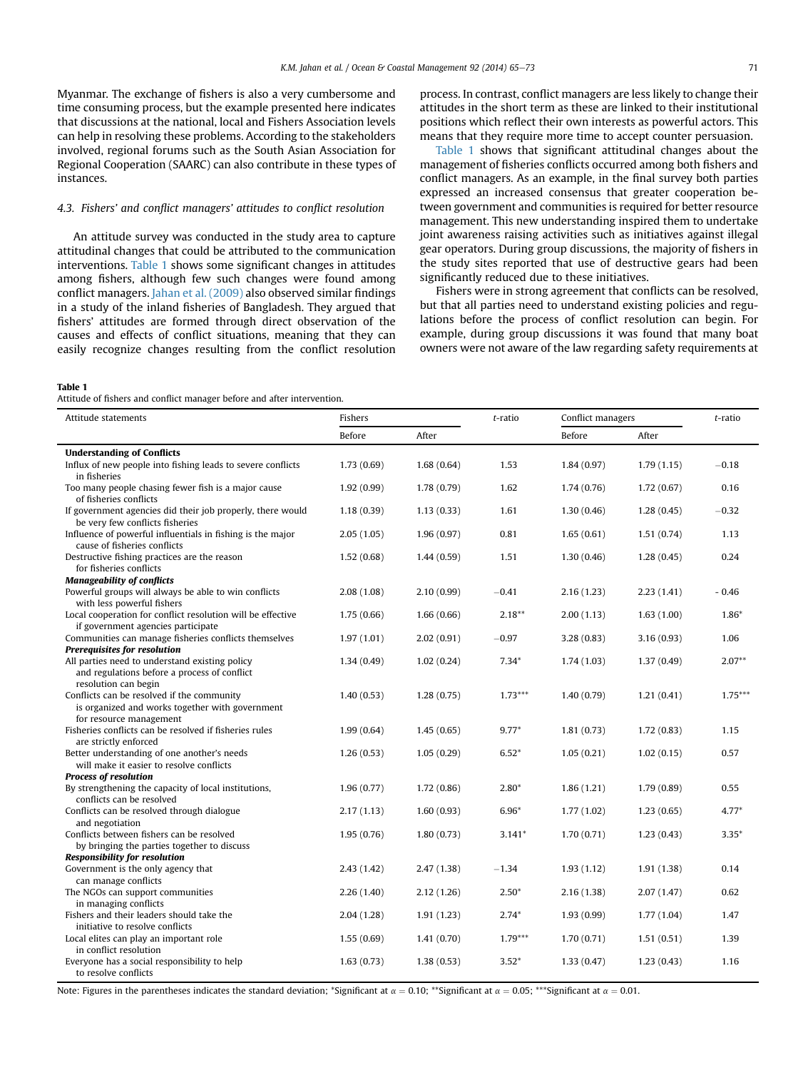Myanmar. The exchange of fishers is also a very cumbersome and time consuming process, but the example presented here indicates that discussions at the national, local and Fishers Association levels can help in resolving these problems. According to the stakeholders involved, regional forums such as the South Asian Association for Regional Cooperation (SAARC) can also contribute in these types of instances.

### 4.3. Fishers' and conflict managers' attitudes to conflict resolution

An attitude survey was conducted in the study area to capture attitudinal changes that could be attributed to the communication interventions. Table 1 shows some significant changes in attitudes among fishers, although few such changes were found among conflict managers. Jahan et al. (2009) also observed similar findings in a study of the inland fisheries of Bangladesh. They argued that fishers' attitudes are formed through direct observation of the causes and effects of conflict situations, meaning that they can easily recognize changes resulting from the conflict resolution process. In contrast, conflict managers are less likely to change their attitudes in the short term as these are linked to their institutional positions which reflect their own interests as powerful actors. This means that they require more time to accept counter persuasion.

Table 1 shows that significant attitudinal changes about the management of fisheries conflicts occurred among both fishers and conflict managers. As an example, in the final survey both parties expressed an increased consensus that greater cooperation between government and communities is required for better resource management. This new understanding inspired them to undertake joint awareness raising activities such as initiatives against illegal gear operators. During group discussions, the majority of fishers in the study sites reported that use of destructive gears had been significantly reduced due to these initiatives.

Fishers were in strong agreement that conflicts can be resolved, but that all parties need to understand existing policies and regulations before the process of conflict resolution can begin. For example, during group discussions it was found that many boat owners were not aware of the law regarding safety requirements at

**Table 1**
Attitude of fishers and conflict manager before and after intervention.

| Attitude statements | Fishers | | t-ratio | Conflict managers | | t-ratio |
|---|---|---|---|---|---|---|
| | Before | After | | Before | After | |
| **Understanding of Conflicts** | | | | | | |
| Influx of new people into fishing leads to severe conflicts in fisheries | 1.73 (0.69) | 1.68 (0.64) | 1.53 | 1.84 (0.97) | 1.79 (1.15) | −0.18 |
| Too many people chasing fewer fish is a major cause of fisheries conflicts | 1.92 (0.99) | 1.78 (0.79) | 1.62 | 1.74 (0.76) | 1.72 (0.67) | 0.16 |
| If government agencies did their job properly, there would be very few conflicts fisheries | 1.18 (0.39) | 1.13 (0.33) | 1.61 | 1.30 (0.46) | 1.28 (0.45) | −0.32 |
| Influence of powerful influentials in fishing is the major cause of fisheries conflicts | 2.05 (1.05) | 1.96 (0.97) | 0.81 | 1.65 (0.61) | 1.51 (0.74) | 1.13 |
| Destructive fishing practices are the reason for fisheries conflicts | 1.52 (0.68) | 1.44 (0.59) | 1.51 | 1.30 (0.46) | 1.28 (0.45) | 0.24 |
| ***Manageability of conflicts*** | | | | | | |
| Powerful groups will always be able to win conflicts with less powerful fishers | 2.08 (1.08) | 2.10 (0.99) | −0.41 | 2.16 (1.23) | 2.23 (1.41) | - 0.46 |
| Local cooperation for conflict resolution will be effective if government agencies participate | 1.75 (0.66) | 1.66 (0.66) | 2.18** | 2.00 (1.13) | 1.63 (1.00) | 1.86* |
| Communities can manage fisheries conflicts themselves | 1.97 (1.01) | 2.02 (0.91) | −0.97 | 3.28 (0.83) | 3.16 (0.93) | 1.06 |
| ***Prerequisites for resolution*** | | | | | | |
| All parties need to understand existing policy and regulations before a process of conflict resolution can begin | 1.34 (0.49) | 1.02 (0.24) | 7.34* | 1.74 (1.03) | 1.37 (0.49) | 2.07** |
| Conflicts can be resolved if the community is organized and works together with government for resource management | 1.40 (0.53) | 1.28 (0.75) | 1.73*** | 1.40 (0.79) | 1.21 (0.41) | 1.75*** |
| Fisheries conflicts can be resolved if fisheries rules are strictly enforced | 1.99 (0.64) | 1.45 (0.65) | 9.77* | 1.81 (0.73) | 1.72 (0.83) | 1.15 |
| Better understanding of one another's needs will make it easier to resolve conflicts | 1.26 (0.53) | 1.05 (0.29) | 6.52* | 1.05 (0.21) | 1.02 (0.15) | 0.57 |
| ***Process of resolution*** | | | | | | |
| By strengthening the capacity of local institutions, conflicts can be resolved | 1.96 (0.77) | 1.72 (0.86) | 2.80* | 1.86 (1.21) | 1.79 (0.89) | 0.55 |
| Conflicts can be resolved through dialogue and negotiation | 2.17 (1.13) | 1.60 (0.93) | 6.96* | 1.77 (1.02) | 1.23 (0.65) | 4.77* |
| Conflicts between fishers can be resolved by bringing the parties together to discuss | 1.95 (0.76) | 1.80 (0.73) | 3.141* | 1.70 (0.71) | 1.23 (0.43) | 3.35* |
| ***Responsibility for resolution*** | | | | | | |
| Government is the only agency that can manage conflicts | 2.43 (1.42) | 2.47 (1.38) | −1.34 | 1.93 (1.12) | 1.91 (1.38) | 0.14 |
| The NGOs can support communities in managing conflicts | 2.26 (1.40) | 2.12 (1.26) | 2.50* | 2.16 (1.38) | 2.07 (1.47) | 0.62 |
| Fishers and their leaders should take the initiative to resolve conflicts | 2.04 (1.28) | 1.91 (1.23) | 2.74* | 1.93 (0.99) | 1.77 (1.04) | 1.47 |
| Local elites can play an important role in conflict resolution | 1.55 (0.69) | 1.41 (0.70) | 1.79*** | 1.70 (0.71) | 1.51 (0.51) | 1.39 |
| Everyone has a social responsibility to help to resolve conflicts | 1.63 (0.73) | 1.38 (0.53) | 3.52* | 1.33 (0.47) | 1.23 (0.43) | 1.16 |

Note: Figures in the parentheses indicates the standard deviation; *Significant at $\alpha = 0.10$; **Significant at $\alpha = 0.05$; ***Significant at $\alpha = 0.01$.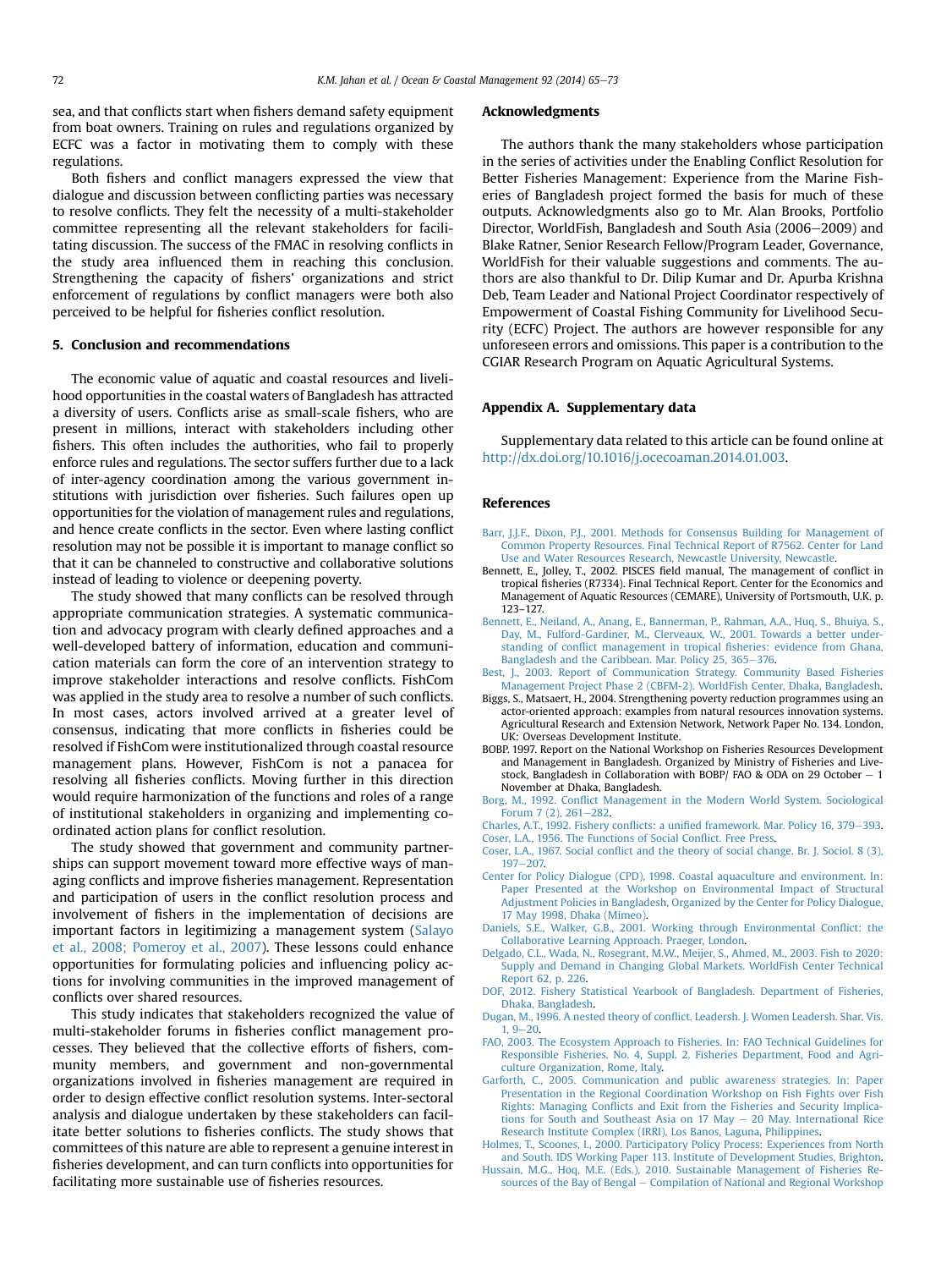sea, and that conflicts start when fishers demand safety equipment from boat owners. Training on rules and regulations organized by ECFC was a factor in motivating them to comply with these regulations.

Both fishers and conflict managers expressed the view that dialogue and discussion between conflicting parties was necessary to resolve conflicts. They felt the necessity of a multi-stakeholder committee representing all the relevant stakeholders for facilitating discussion. The success of the FMAC in resolving conflicts in the study area influenced them in reaching this conclusion. Strengthening the capacity of fishers' organizations and strict enforcement of regulations by conflict managers were both also perceived to be helpful for fisheries conflict resolution.

## 5. Conclusion and recommendations

The economic value of aquatic and coastal resources and livelihood opportunities in the coastal waters of Bangladesh has attracted a diversity of users. Conflicts arise as small-scale fishers, who are present in millions, interact with stakeholders including other fishers. This often includes the authorities, who fail to properly enforce rules and regulations. The sector suffers further due to a lack of inter-agency coordination among the various government institutions with jurisdiction over fisheries. Such failures open up opportunities for the violation of management rules and regulations, and hence create conflicts in the sector. Even where lasting conflict resolution may not be possible it is important to manage conflict so that it can be channeled to constructive and collaborative solutions instead of leading to violence or deepening poverty.

The study showed that many conflicts can be resolved through appropriate communication strategies. A systematic communication and advocacy program with clearly defined approaches and a well-developed battery of information, education and communication materials can form the core of an intervention strategy to improve stakeholder interactions and resolve conflicts. FishCom was applied in the study area to resolve a number of such conflicts. In most cases, actors involved arrived at a greater level of consensus, indicating that more conflicts in fisheries could be resolved if FishCom were institutionalized through coastal resource management plans. However, FishCom is not a panacea for resolving all fisheries conflicts. Moving further in this direction would require harmonization of the functions and roles of a range of institutional stakeholders in organizing and implementing coordinated action plans for conflict resolution.

The study showed that government and community partnerships can support movement toward more effective ways of managing conflicts and improve fisheries management. Representation and participation of users in the conflict resolution process and involvement of fishers in the implementation of decisions are important factors in legitimizing a management system (Salayo et al., 2008; Pomeroy et al., 2007). These lessons could enhance opportunities for formulating policies and influencing policy actions for involving communities in the improved management of conflicts over shared resources.

This study indicates that stakeholders recognized the value of multi-stakeholder forums in fisheries conflict management processes. They believed that the collective efforts of fishers, community members, and government and non-governmental organizations involved in fisheries management are required in order to design effective conflict resolution systems. Inter-sectoral analysis and dialogue undertaken by these stakeholders can facilitate better solutions to fisheries conflicts. The study shows that committees of this nature are able to represent a genuine interest in fisheries development, and can turn conflicts into opportunities for facilitating more sustainable use of fisheries resources.

## Acknowledgments

The authors thank the many stakeholders whose participation in the series of activities under the Enabling Conflict Resolution for Better Fisheries Management: Experience from the Marine Fisheries of Bangladesh project formed the basis for much of these outputs. Acknowledgments also go to Mr. Alan Brooks, Portfolio Director, WorldFish, Bangladesh and South Asia (2006–2009) and Blake Ratner, Senior Research Fellow/Program Leader, Governance, WorldFish for their valuable suggestions and comments. The authors are also thankful to Dr. Dilip Kumar and Dr. Apurba Krishna Deb, Team Leader and National Project Coordinator respectively of Empowerment of Coastal Fishing Community for Livelihood Security (ECFC) Project. The authors are however responsible for any unforeseen errors and omissions. This paper is a contribution to the CGIAR Research Program on Aquatic Agricultural Systems.

## Appendix A. Supplementary data

Supplementary data related to this article can be found online at http://dx.doi.org/10.1016/j.ocecoaman.2014.01.003.

## References

Barr, J.J.F., Dixon, P.J., 2001. Methods for Consensus Building for Management of Common Property Resources. Final Technical Report of R7562. Center for Land Use and Water Resources Research, Newcastle University, Newcastle.

Bennett, E., Jolley, T., 2002. PISCES field manual, The management of conflict in tropical fisheries (R7334). Final Technical Report. Center for the Economics and Management of Aquatic Resources (CEMARE), University of Portsmouth, U.K. p. 123–127.

Bennett, E., Neiland, A., Anang, E., Bannerman, P., Rahman, A.A., Huq, S., Bhuiya, S., Day, M., Fulford-Gardiner, M., Clerveaux, W., 2001. Towards a better understanding of conflict management in tropical fisheries: evidence from Ghana, Bangladesh and the Caribbean. Mar. Policy 25, 365–376.

Best, J., 2003. Report of Communication Strategy. Community Based Fisheries Management Project Phase 2 (CBFM-2). WorldFish Center, Dhaka, Bangladesh.

Biggs, S., Matsaert, H., 2004. Strengthening poverty reduction programmes using an actor-oriented approach: examples from natural resources innovation systems. Agricultural Research and Extension Network, Network Paper No. 134. London, UK: Overseas Development Institute.

BOBP. 1997. Report on the National Workshop on Fisheries Resources Development and Management in Bangladesh. Organized by Ministry of Fisheries and Livestock, Bangladesh in Collaboration with BOBP/ FAO & ODA on 29 October – 1 November at Dhaka, Bangladesh.

Borg, M., 1992. Conflict Management in the Modern World System. Sociological Forum 7 (2), 261–282.

Charles, A.T., 1992. Fishery conflicts: a unified framework. Mar. Policy 16, 379–393.

Coser, L.A., 1956. The Functions of Social Conflict. Free Press.

Coser, L.A., 1967. Social conflict and the theory of social change. Br. J. Sociol. 8 (3), 197–207.

Center for Policy Dialogue (CPD), 1998. Coastal aquaculture and environment. In: Paper Presented at the Workshop on Environmental Impact of Structural Adjustment Policies in Bangladesh, Organized by the Center for Policy Dialogue, 17 May 1998, Dhaka (Mimeo).

Daniels, S.E., Walker, G.B., 2001. Working through Environmental Conflict: the Collaborative Learning Approach. Praeger, London.

Delgado, C.L., Wada, N., Rosegrant, M.W., Meijer, S., Ahmed, M., 2003. Fish to 2020: Supply and Demand in Changing Global Markets. WorldFish Center Technical Report 62, p. 226.

DOF, 2012. Fishery Statistical Yearbook of Bangladesh. Department of Fisheries, Dhaka, Bangladesh.

Dugan, M., 1996. A nested theory of conflict. Leadersh. J. Women Leadersh. Shar. Vis. 1, 9–20.

FAO, 2003. The Ecosystem Approach to Fisheries. In: FAO Technical Guidelines for Responsible Fisheries. No. 4, Suppl. 2. Fisheries Department, Food and Agriculture Organization, Rome, Italy.

Garforth, C., 2005. Communication and public awareness strategies. In: Paper Presentation in the Regional Coordination Workshop on Fish Fights over Fish Rights: Managing Conflicts and Exit from the Fisheries and Security Implications for South and Southeast Asia on 17 May – 20 May. International Rice Research Institute Complex (IRRI), Los Banos, Laguna, Philippines.

Holmes, T., Scoones, I., 2000. Participatory Policy Process: Experiences from North and South. IDS Working Paper 113. Institute of Development Studies, Brighton.

Hussain, M.G., Hoq, M.E. (Eds.), 2010. Sustainable Management of Fisheries Resources of the Bay of Bengal – Compilation of National and Regional Workshop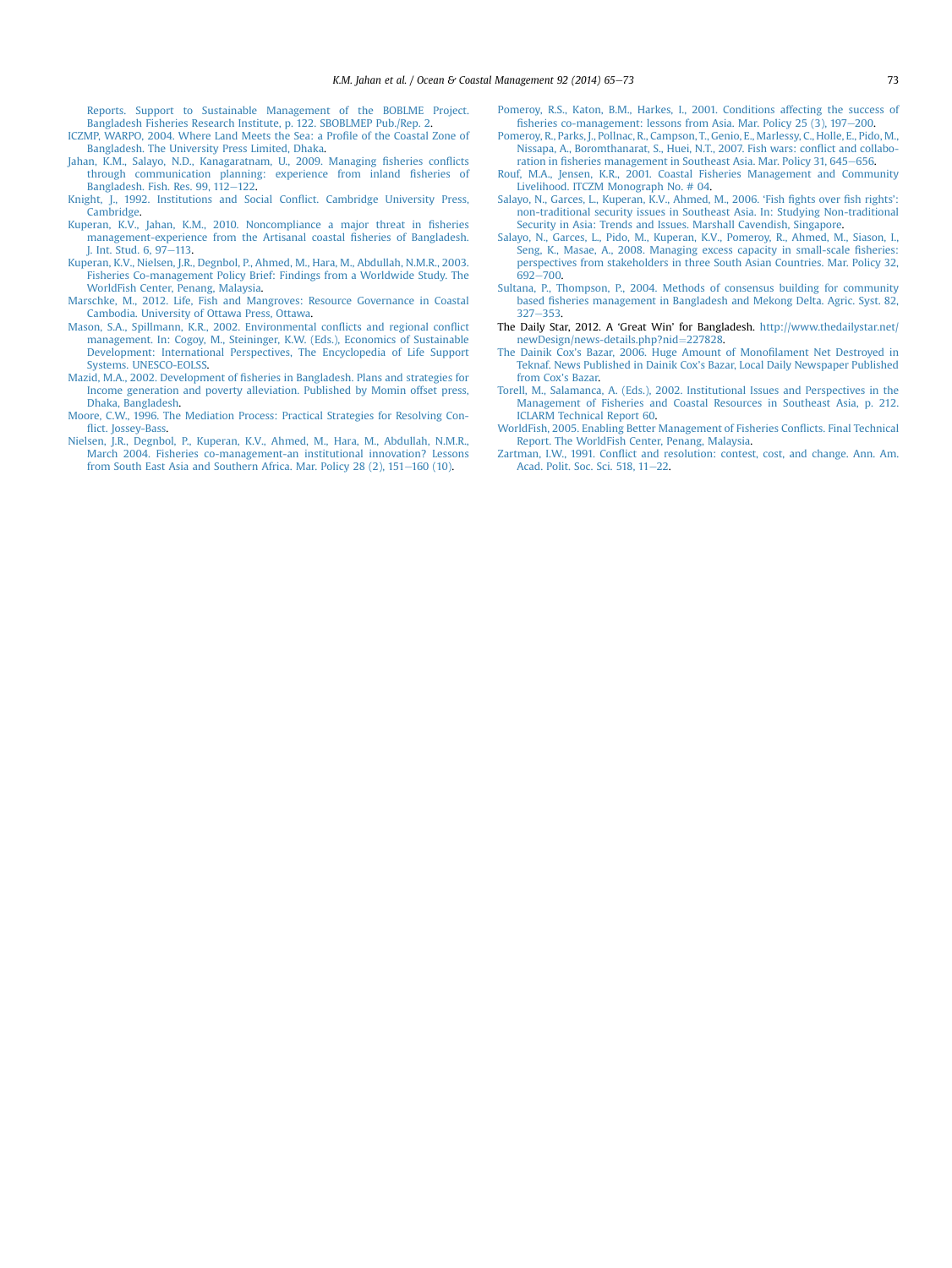Reports. Support to Sustainable Management of the BOBLME Project. Bangladesh Fisheries Research Institute, p. 122. SBOBLMEP Pub./Rep. 2.

ICZMP, WARPO, 2004. Where Land Meets the Sea: a Profile of the Coastal Zone of Bangladesh. The University Press Limited, Dhaka.

Jahan, K.M., Salayo, N.D., Kanagaratnam, U., 2009. Managing fisheries conflicts through communication planning: experience from inland fisheries of Bangladesh. Fish. Res. 99, 112–122.

Knight, J., 1992. Institutions and Social Conflict. Cambridge University Press, Cambridge.

Kuperan, K.V., Jahan, K.M., 2010. Noncompliance a major threat in fisheries management-experience from the Artisanal coastal fisheries of Bangladesh. J. Int. Stud. 6, 97–113.

Kuperan, K.V., Nielsen, J.R., Degnbol, P., Ahmed, M., Hara, M., Abdullah, N.M.R., 2003. Fisheries Co-management Policy Brief: Findings from a Worldwide Study. The WorldFish Center, Penang, Malaysia.

Marschke, M., 2012. Life, Fish and Mangroves: Resource Governance in Coastal Cambodia. University of Ottawa Press, Ottawa.

Mason, S.A., Spillmann, K.R., 2002. Environmental conflicts and regional conflict management. In: Cogoy, M., Steininger, K.W. (Eds.), Economics of Sustainable Development: International Perspectives, The Encyclopedia of Life Support Systems. UNESCO-EOLSS.

Mazid, M.A., 2002. Development of fisheries in Bangladesh. Plans and strategies for Income generation and poverty alleviation. Published by Momin offset press, Dhaka, Bangladesh.

Moore, C.W., 1996. The Mediation Process: Practical Strategies for Resolving Conflict. Jossey-Bass.

Nielsen, J.R., Degnbol, P., Kuperan, K.V., Ahmed, M., Hara, M., Abdullah, N.M.R., March 2004. Fisheries co-management-an institutional innovation? Lessons from South East Asia and Southern Africa. Mar. Policy 28 (2), 151–160 (10).

Pomeroy, R.S., Katon, B.M., Harkes, I., 2001. Conditions affecting the success of fisheries co-management: lessons from Asia. Mar. Policy 25 (3), 197–200.

Pomeroy, R., Parks, J., Pollnac, R., Campson, T., Genio, E., Marlessy, C., Holle, E., Pido, M., Nissapa, A., Boromthanarat, S., Huei, N.T., 2007. Fish wars: conflict and collaboration in fisheries management in Southeast Asia. Mar. Policy 31, 645–656.

Rouf, M.A., Jensen, K.R., 2001. Coastal Fisheries Management and Community Livelihood. ITCZM Monograph No. # 04.

Salayo, N., Garces, L., Kuperan, K.V., Ahmed, M., 2006. 'Fish fights over fish rights': non-traditional security issues in Southeast Asia. In: Studying Non-traditional Security in Asia: Trends and Issues. Marshall Cavendish, Singapore.

Salayo, N., Garces, L., Pido, M., Kuperan, K.V., Pomeroy, R., Ahmed, M., Siason, I., Seng, K., Masae, A., 2008. Managing excess capacity in small-scale fisheries: perspectives from stakeholders in three South Asian Countries. Mar. Policy 32, 692–700.

Sultana, P., Thompson, P., 2004. Methods of consensus building for community based fisheries management in Bangladesh and Mekong Delta. Agric. Syst. 82, 327–353.

The Daily Star, 2012. A 'Great Win' for Bangladesh. http://www.thedailystar.net/newDesign/news-details.php?nid=227828.

The Dainik Cox's Bazar, 2006. Huge Amount of Monofilament Net Destroyed in Teknaf. News Published in Dainik Cox's Bazar, Local Daily Newspaper Published from Cox's Bazar.

Torell, M., Salamanca, A. (Eds.), 2002. Institutional Issues and Perspectives in the Management of Fisheries and Coastal Resources in Southeast Asia, p. 212. ICLARM Technical Report 60.

WorldFish, 2005. Enabling Better Management of Fisheries Conflicts. Final Technical Report. The WorldFish Center, Penang, Malaysia.

Zartman, I.W., 1991. Conflict and resolution: contest, cost, and change. Ann. Am. Acad. Polit. Soc. Sci. 518, 11–22.